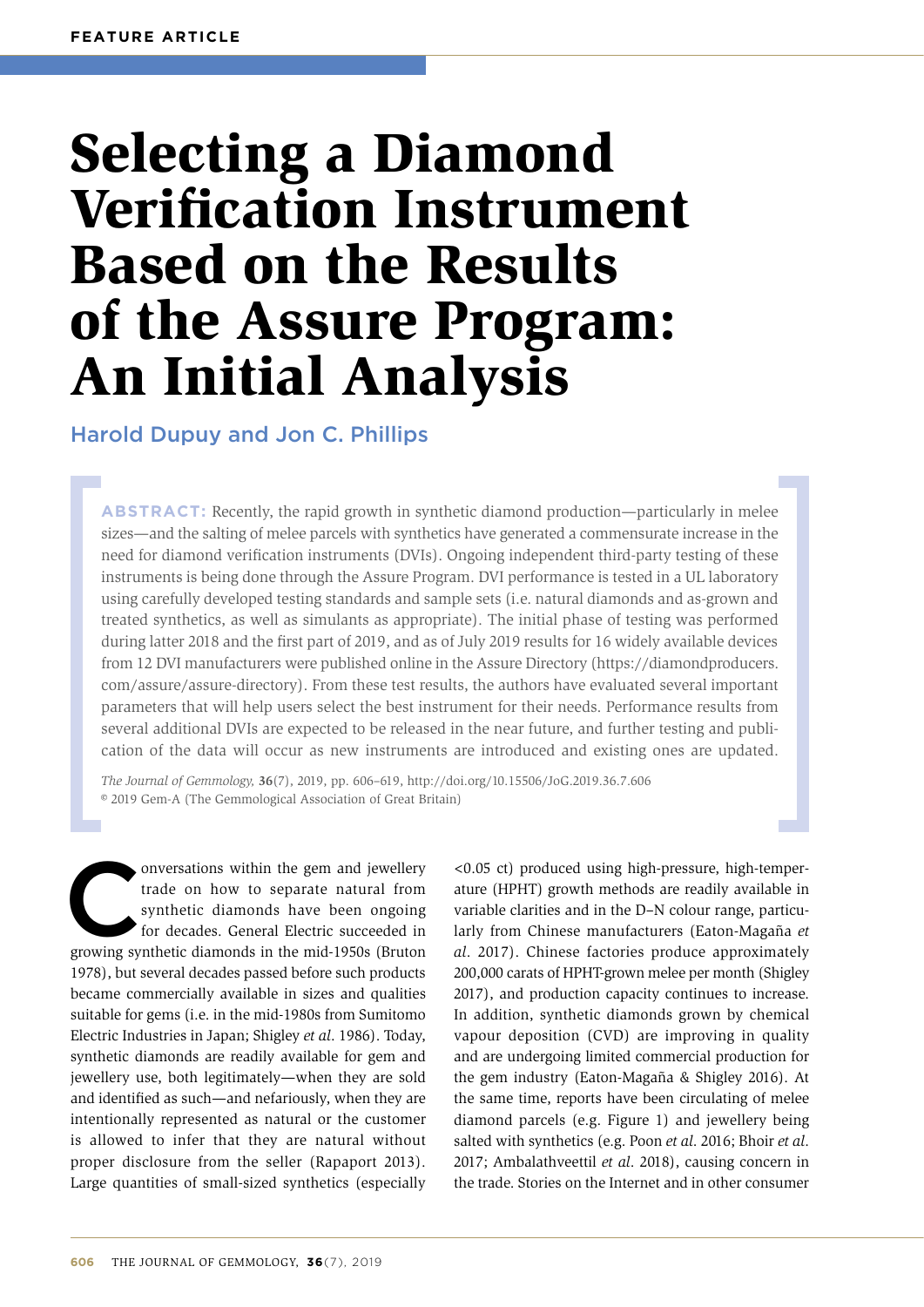FEATURE ARTICLE

# Selecting a Diamond Verification Instrument Based on the Results of the Assure Program: An Initial Analysis

Harold Dupuy and Jon C. Phillips

**ABSTRACT:** Recently, the rapid growth in synthetic diamond production—particularly in melee sizes—and the salting of melee parcels with synthetics have generated a commensurate increase in the need for diamond verification instruments (DVIs). Ongoing independent third-party testing of these instruments is being done through the Assure Program. DVI performance is tested in a UL laboratory using carefully developed testing standards and sample sets (i.e. natural diamonds and as-grown and treated synthetics, as well as simulants as appropriate). The initial phase of testing was performed during latter 2018 and the first part of 2019, and as of July 2019 results for 16 widely available devices from 12 DVI manufacturers were published online in the Assure Directory (https://diamondproducers.com/assure/assure-directory). From these test results, the authors have evaluated several important parameters that will help users select the best instrument for their needs. Performance results from several additional DVIs are expected to be released in the near future, and further testing and publication of the data will occur as new instruments are introduced and existing ones are updated.

*The Journal of Gemmology*, **36**(7), 2019, pp. 606–619, http://doi.org/10.15506/JoG.2019.36.7.606
© 2019 Gem-A (The Gemmological Association of Great Britain)

Conversations within the gem and jewellery trade on how to separate natural from synthetic diamonds have been ongoing for decades. General Electric succeeded in growing synthetic diamonds in the mid-1950s (Bruton 1978), but several decades passed before such products became commercially available in sizes and qualities suitable for gems (i.e. in the mid-1980s from Sumitomo Electric Industries in Japan; Shigley *et al*. 1986). Today, synthetic diamonds are readily available for gem and jewellery use, both legitimately—when they are sold and identified as such—and nefariously, when they are intentionally represented as natural or the customer is allowed to infer that they are natural without proper disclosure from the seller (Rapaport 2013). Large quantities of small-sized synthetics (especially <0.05 ct) produced using high-pressure, high-temperature (HPHT) growth methods are readily available in variable clarities and in the D–N colour range, particularly from Chinese manufacturers (Eaton-Magaña *et al*. 2017). Chinese factories produce approximately 200,000 carats of HPHT-grown melee per month (Shigley 2017), and production capacity continues to increase. In addition, synthetic diamonds grown by chemical vapour deposition (CVD) are improving in quality and are undergoing limited commercial production for the gem industry (Eaton-Magaña & Shigley 2016). At the same time, reports have been circulating of melee diamond parcels (e.g. Figure 1) and jewellery being salted with synthetics (e.g. Poon *et al*. 2016; Bhoir *et al*. 2017; Ambalathveettil *et al*. 2018), causing concern in the trade. Stories on the Internet and in other consumer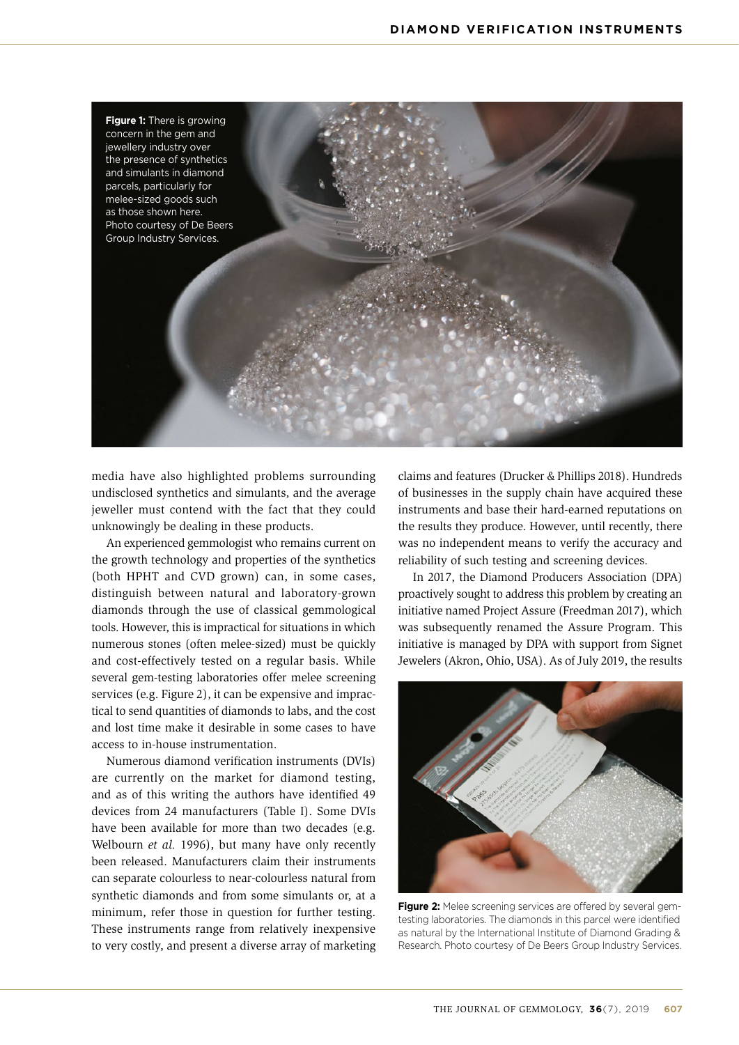**Figure 1:** There is growing concern in the gem and jewellery industry over the presence of synthetics and simulants in diamond parcels, particularly for melee-sized goods such as those shown here. Photo courtesy of De Beers Group Industry Services.

media have also highlighted problems surrounding undisclosed synthetics and simulants, and the average jeweller must contend with the fact that they could unknowingly be dealing in these products.

An experienced gemmologist who remains current on the growth technology and properties of the synthetics (both HPHT and CVD grown) can, in some cases, distinguish between natural and laboratory-grown diamonds through the use of classical gemmological tools. However, this is impractical for situations in which numerous stones (often melee-sized) must be quickly and cost-effectively tested on a regular basis. While several gem-testing laboratories offer melee screening services (e.g. Figure 2), it can be expensive and impractical to send quantities of diamonds to labs, and the cost and lost time make it desirable in some cases to have access to in-house instrumentation.

Numerous diamond verification instruments (DVIs) are currently on the market for diamond testing, and as of this writing the authors have identified 49 devices from 24 manufacturers (Table I). Some DVIs have been available for more than two decades (e.g. Welbourn *et al.* 1996), but many have only recently been released. Manufacturers claim their instruments can separate colourless to near-colourless natural from synthetic diamonds and from some simulants or, at a minimum, refer those in question for further testing. These instruments range from relatively inexpensive to very costly, and present a diverse array of marketing claims and features (Drucker & Phillips 2018). Hundreds of businesses in the supply chain have acquired these instruments and base their hard-earned reputations on the results they produce. However, until recently, there was no independent means to verify the accuracy and reliability of such testing and screening devices.

In 2017, the Diamond Producers Association (DPA) proactively sought to address this problem by creating an initiative named Project Assure (Freedman 2017), which was subsequently renamed the Assure Program. This initiative is managed by DPA with support from Signet Jewelers (Akron, Ohio, USA). As of July 2019, the results

**Figure 2:** Melee screening services are offered by several gem-testing laboratories. The diamonds in this parcel were identified as natural by the International Institute of Diamond Grading & Research. Photo courtesy of De Beers Group Industry Services.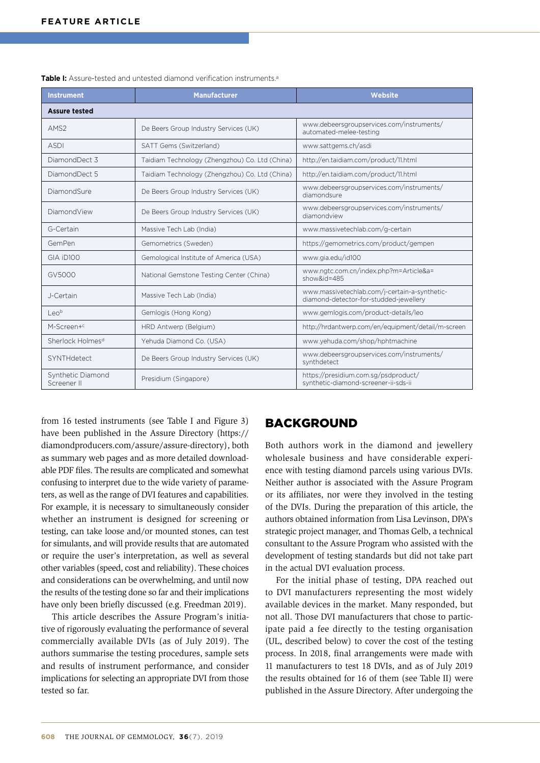**Table I:** Assure-tested and untested diamond verification instruments.[a]

| Instrument | Manufacturer | Website |
|---|---|---|
| **Assure tested** | | |
| AMS2 | De Beers Group Industry Services (UK) | www.debeersgroupservices.com/instruments/automated-melee-testing |
| ASDI | SATT Gems (Switzerland) | www.sattgems.ch/asdi |
| DiamondDect 3 | Taidiam Technology (Zhengzhou) Co. Ltd (China) | http://en.taidiam.com/product/11.html |
| DiamondDect 5 | Taidiam Technology (Zhengzhou) Co. Ltd (China) | http://en.taidiam.com/product/11.html |
| DiamondSure | De Beers Group Industry Services (UK) | www.debeersgroupservices.com/instruments/diamondsure |
| DiamondView | De Beers Group Industry Services (UK) | www.debeersgroupservices.com/instruments/diamondview |
| G-Certain | Massive Tech Lab (India) | www.massivetechlab.com/g-certain |
| GemPen | Gemometrics (Sweden) | https://gemometrics.com/product/gempen |
| GIA iD100 | Gemological Institute of America (USA) | www.gia.edu/id100 |
| GV5000 | National Gemstone Testing Center (China) | www.ngtc.com.cn/index.php?m=Article&a=show&id=485 |
| J-Certain | Massive Tech Lab (India) | www.massivetechlab.com/j-certain-a-synthetic-diamond-detector-for-studded-jewellery |
| Leo[b] | Gemlogis (Hong Kong) | www.gemlogis.com/product-details/leo |
| M-Screen+[c] | HRD Antwerp (Belgium) | http://hrdantwerp.com/en/equipment/detail/m-screen |
| Sherlock Holmes[d] | Yehuda Diamond Co. (USA) | www.yehuda.com/shop/hphtmachine |
| SYNTHdetect | De Beers Group Industry Services (UK) | www.debeersgroupservices.com/instruments/synthdetect |
| Synthetic Diamond Screener II | Presidium (Singapore) | https://presidium.com.sg/psdproduct/synthetic-diamond-screener-ii-sds-ii |

from 16 tested instruments (see Table I and Figure 3) have been published in the Assure Directory (https://diamondproducers.com/assure/assure-directory), both as summary web pages and as more detailed downloadable PDF files. The results are complicated and somewhat confusing to interpret due to the wide variety of parameters, as well as the range of DVI features and capabilities. For example, it is necessary to simultaneously consider whether an instrument is designed for screening or testing, can take loose and/or mounted stones, can test for simulants, and will provide results that are automated or require the user's interpretation, as well as several other variables (speed, cost and reliability). These choices and considerations can be overwhelming, and until now the results of the testing done so far and their implications have only been briefly discussed (e.g. Freedman 2019).

This article describes the Assure Program's initiative of rigorously evaluating the performance of several commercially available DVIs (as of July 2019). The authors summarise the testing procedures, sample sets and results of instrument performance, and consider implications for selecting an appropriate DVI from those tested so far.

## BACKGROUND

Both authors work in the diamond and jewellery wholesale business and have considerable experience with testing diamond parcels using various DVIs. Neither author is associated with the Assure Program or its affiliates, nor were they involved in the testing of the DVIs. During the preparation of this article, the authors obtained information from Lisa Levinson, DPA's strategic project manager, and Thomas Gelb, a technical consultant to the Assure Program who assisted with the development of testing standards but did not take part in the actual DVI evaluation process.

For the initial phase of testing, DPA reached out to DVI manufacturers representing the most widely available devices in the market. Many responded, but not all. Those DVI manufacturers that chose to participate paid a fee directly to the testing organisation (UL, described below) to cover the cost of the testing process. In 2018, final arrangements were made with 11 manufacturers to test 18 DVIs, and as of July 2019 the results obtained for 16 of them (see Table II) were published in the Assure Directory. After undergoing the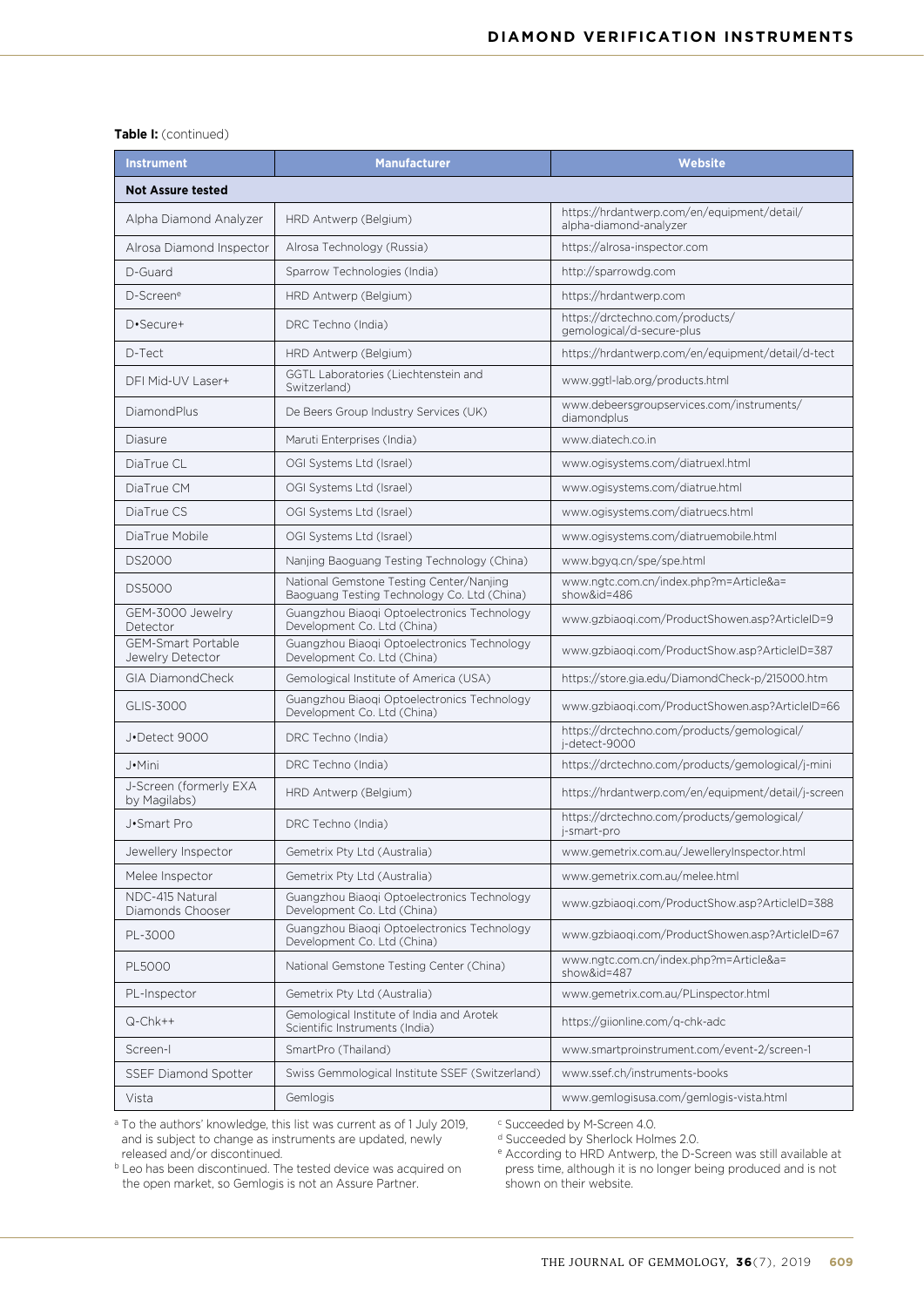**Table I:** (continued)

| Instrument | Manufacturer | Website |
|---|---|---|
| **Not Assure tested** | | |
| Alpha Diamond Analyzer | HRD Antwerp (Belgium) | https://hrdantwerp.com/en/equipment/detail/alpha-diamond-analyzer |
| Alrosa Diamond Inspector | Alrosa Technology (Russia) | https://alrosa-inspector.com |
| D-Guard | Sparrow Technologies (India) | http://sparrowdg.com |
| D-Screen[e] | HRD Antwerp (Belgium) | https://hrdantwerp.com |
| D•Secure+ | DRC Techno (India) | https://drctechno.com/products/gemological/d-secure-plus |
| D-Tect | HRD Antwerp (Belgium) | https://hrdantwerp.com/en/equipment/detail/d-tect |
| DFI Mid-UV Laser+ | GGTL Laboratories (Liechtenstein and Switzerland) | www.ggtl-lab.org/products.html |
| DiamondPlus | De Beers Group Industry Services (UK) | www.debeersgroupservices.com/instruments/diamondplus |
| Diasure | Maruti Enterprises (India) | www.diatech.co.in |
| DiaTrue CL | OGI Systems Ltd (Israel) | www.ogisystems.com/diatruexl.html |
| DiaTrue CM | OGI Systems Ltd (Israel) | www.ogisystems.com/diatrue.html |
| DiaTrue CS | OGI Systems Ltd (Israel) | www.ogisystems.com/diatruecs.html |
| DiaTrue Mobile | OGI Systems Ltd (Israel) | www.ogisystems.com/diatruemobile.html |
| DS2000 | Nanjing Baoguang Testing Technology (China) | www.bgyq.cn/spe/spe.html |
| DS5000 | National Gemstone Testing Center/Nanjing Baoguang Testing Technology Co. Ltd (China) | www.ngtc.com.cn/index.php?m=Article&a=show&id=486 |
| GEM-3000 Jewelry Detector | Guangzhou Biaoqi Optoelectronics Technology Development Co. Ltd (China) | www.gzbiaoqi.com/ProductShowen.asp?ArticleID=9 |
| GEM-Smart Portable Jewelry Detector | Guangzhou Biaoqi Optoelectronics Technology Development Co. Ltd (China) | www.gzbiaoqi.com/ProductShow.asp?ArticleID=387 |
| GIA DiamondCheck | Gemological Institute of America (USA) | https://store.gia.edu/DiamondCheck-p/215000.htm |
| GLIS-3000 | Guangzhou Biaoqi Optoelectronics Technology Development Co. Ltd (China) | www.gzbiaoqi.com/ProductShowen.asp?ArticleID=66 |
| J•Detect 9000 | DRC Techno (India) | https://drctechno.com/products/gemological/j-detect-9000 |
| J•Mini | DRC Techno (India) | https://drctechno.com/products/gemological/j-mini |
| J-Screen (formerly EXA by Magilabs) | HRD Antwerp (Belgium) | https://hrdantwerp.com/en/equipment/detail/j-screen |
| J•Smart Pro | DRC Techno (India) | https://drctechno.com/products/gemological/j-smart-pro |
| Jewellery Inspector | Gemetrix Pty Ltd (Australia) | www.gemetrix.com.au/JewelleryInspector.html |
| Melee Inspector | Gemetrix Pty Ltd (Australia) | www.gemetrix.com.au/melee.html |
| NDC-415 Natural Diamonds Chooser | Guangzhou Biaoqi Optoelectronics Technology Development Co. Ltd (China) | www.gzbiaoqi.com/ProductShow.asp?ArticleID=388 |
| PL-3000 | Guangzhou Biaoqi Optoelectronics Technology Development Co. Ltd (China) | www.gzbiaoqi.com/ProductShowen.asp?ArticleID=67 |
| PL5000 | National Gemstone Testing Center (China) | www.ngtc.com.cn/index.php?m=Article&a=show&id=487 |
| PL-Inspector | Gemetrix Pty Ltd (Australia) | www.gemetrix.com.au/PLinspector.html |
| Q-Chk++ | Gemological Institute of India and Arotek Scientific Instruments (India) | https://giionline.com/q-chk-adc |
| Screen-I | SmartPro (Thailand) | www.smartproinstrument.com/event-2/screen-1 |
| SSEF Diamond Spotter | Swiss Gemmological Institute SSEF (Switzerland) | www.ssef.ch/instruments-books |
| Vista | Gemlogis | www.gemlogisusa.com/gemlogis-vista.html |

[a] To the authors' knowledge, this list was current as of 1 July 2019, and is subject to change as instruments are updated, newly released and/or discontinued.

[b] Leo has been discontinued. The tested device was acquired on the open market, so Gemlogis is not an Assure Partner.

[c] Succeeded by M-Screen 4.0.

[d] Succeeded by Sherlock Holmes 2.0.

[e] According to HRD Antwerp, the D-Screen was still available at press time, although it is no longer being produced and is not shown on their website.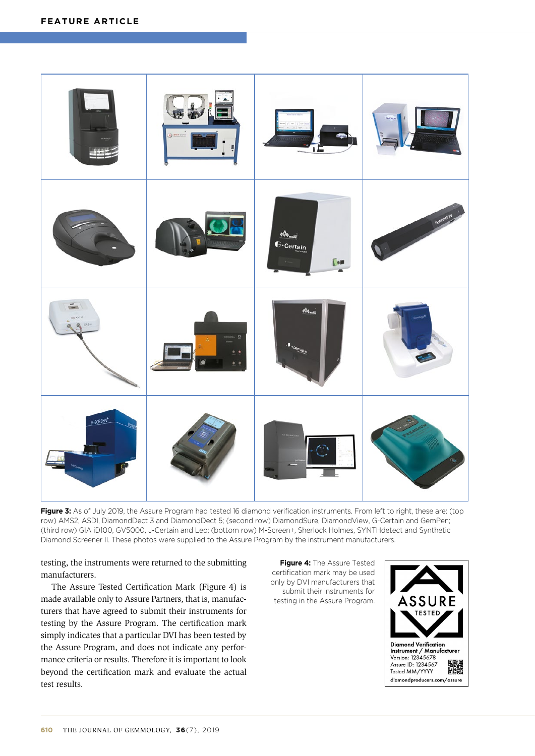**Figure 3:** As of July 2019, the Assure Program had tested 16 diamond verification instruments. From left to right, these are: (top row) AMS2, ASDI, DiamondDect 3 and DiamondDect 5; (second row) DiamondSure, DiamondView, G-Certain and GemPen; (third row) GIA iD100, GV5000, J-Certain and Leo; (bottom row) M-Screen+, Sherlock Holmes, SYNTHdetect and Synthetic Diamond Screener II. These photos were supplied to the Assure Program by the instrument manufacturers.

testing, the instruments were returned to the submitting manufacturers.

The Assure Tested Certification Mark (Figure 4) is made available only to Assure Partners, that is, manufacturers that have agreed to submit their instruments for testing by the Assure Program. The certification mark simply indicates that a particular DVI has been tested by the Assure Program, and does not indicate any performance criteria or results. Therefore it is important to look beyond the certification mark and evaluate the actual test results.

**Figure 4:** The Assure Tested certification mark may be used only by DVI manufacturers that submit their instruments for testing in the Assure Program.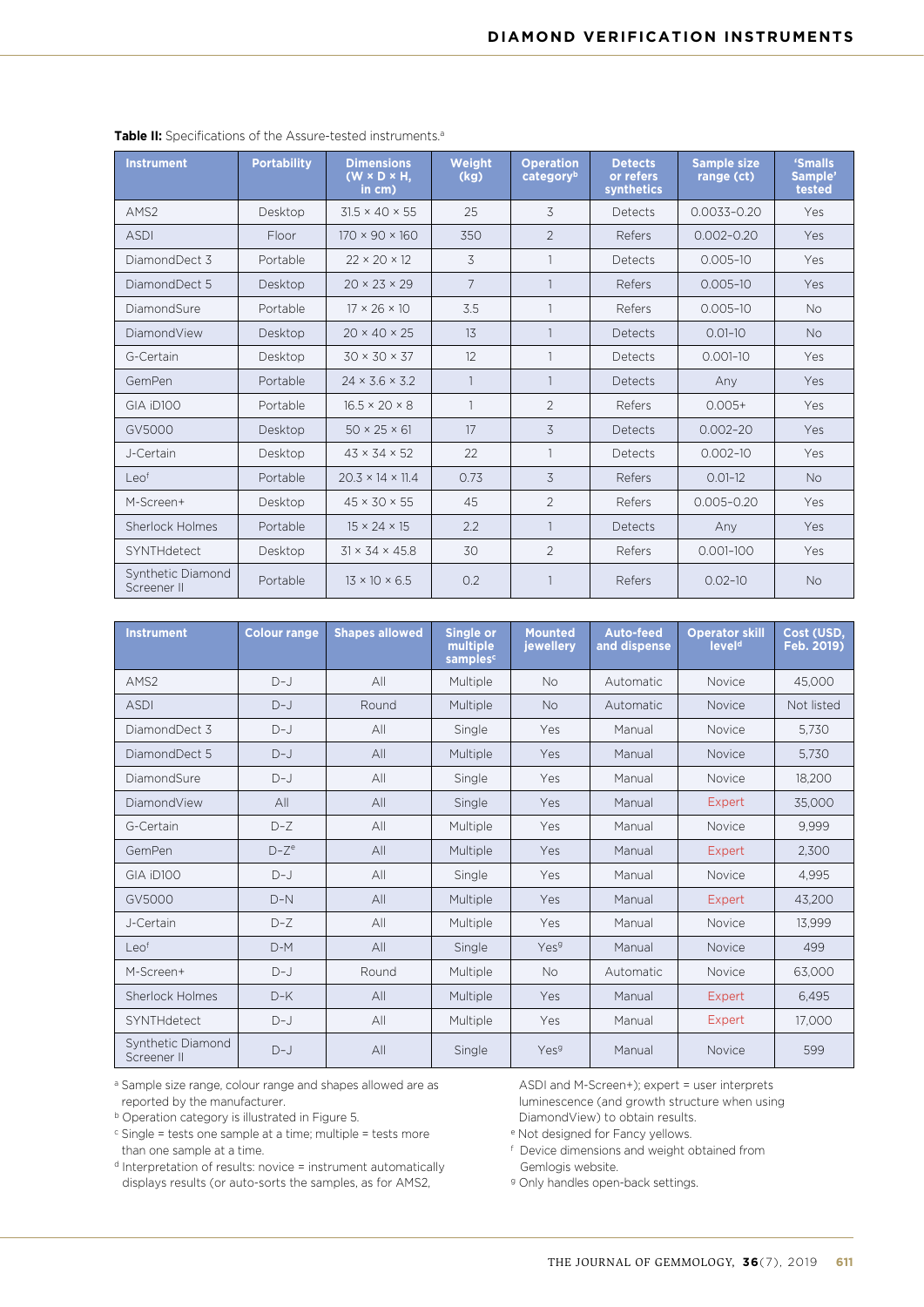**Table II:** Specifications of the Assure-tested instruments.[a]

| Instrument | Portability | Dimensions (W × D × H, in cm) | Weight (kg) | Operation category[b] | Detects or refers synthetics | Sample size range (ct) | 'Smalls Sample' tested |
|---|---|---|---|---|---|---|---|
| AMS2 | Desktop | 31.5 × 40 × 55 | 25 | 3 | Detects | 0.0033–0.20 | Yes |
| ASDI | Floor | 170 × 90 × 160 | 350 | 2 | Refers | 0.002–0.20 | Yes |
| DiamondDect 3 | Portable | 22 × 20 × 12 | 3 | 1 | Detects | 0.005–10 | Yes |
| DiamondDect 5 | Desktop | 20 × 23 × 29 | 7 | 1 | Refers | 0.005–10 | Yes |
| DiamondSure | Portable | 17 × 26 × 10 | 3.5 | 1 | Refers | 0.005–10 | No |
| DiamondView | Desktop | 20 × 40 × 25 | 13 | 1 | Detects | 0.01–10 | No |
| G-Certain | Desktop | 30 × 30 × 37 | 12 | 1 | Detects | 0.001–10 | Yes |
| GemPen | Portable | 24 × 3.6 × 3.2 | 1 | 1 | Detects | Any | Yes |
| GIA iD100 | Portable | 16.5 × 20 × 8 | 1 | 2 | Refers | 0.005+ | Yes |
| GV5000 | Desktop | 50 × 25 × 61 | 17 | 3 | Detects | 0.002–20 | Yes |
| J-Certain | Desktop | 43 × 34 × 52 | 22 | 1 | Detects | 0.002–10 | Yes |
| Leo[f] | Portable | 20.3 × 14 × 11.4 | 0.73 | 3 | Refers | 0.01–12 | No |
| M-Screen+ | Desktop | 45 × 30 × 55 | 45 | 2 | Refers | 0.005–0.20 | Yes |
| Sherlock Holmes | Portable | 15 × 24 × 15 | 2.2 | 1 | Detects | Any | Yes |
| SYNTHdetect | Desktop | 31 × 34 × 45.8 | 30 | 2 | Refers | 0.001–100 | Yes |
| Synthetic Diamond Screener II | Portable | 13 × 10 × 6.5 | 0.2 | 1 | Refers | 0.02–10 | No |

| Instrument | Colour range | Shapes allowed | Single or multiple samples[c] | Mounted jewellery | Auto-feed and dispense | Operator skill level[d] | Cost (USD, Feb. 2019) |
|---|---|---|---|---|---|---|---|
| AMS2 | D–J | All | Multiple | No | Automatic | Novice | 45,000 |
| ASDI | D–J | Round | Multiple | No | Automatic | Novice | Not listed |
| DiamondDect 3 | D–J | All | Single | Yes | Manual | Novice | 5,730 |
| DiamondDect 5 | D–J | All | Multiple | Yes | Manual | Novice | 5,730 |
| DiamondSure | D–J | All | Single | Yes | Manual | Novice | 18,200 |
| DiamondView | All | All | Single | Yes | Manual | Expert | 35,000 |
| G-Certain | D–Z | All | Multiple | Yes | Manual | Novice | 9,999 |
| GemPen | D–Z[e] | All | Multiple | Yes | Manual | Expert | 2,300 |
| GIA iD100 | D–J | All | Single | Yes | Manual | Novice | 4,995 |
| GV5000 | D–N | All | Multiple | Yes | Manual | Expert | 43,200 |
| J-Certain | D–Z | All | Multiple | Yes | Manual | Novice | 13,999 |
| Leo[f] | D–M | All | Single | Yes[g] | Manual | Novice | 499 |
| M-Screen+ | D–J | Round | Multiple | No | Automatic | Novice | 63,000 |
| Sherlock Holmes | D–K | All | Multiple | Yes | Manual | Expert | 6,495 |
| SYNTHdetect | D–J | All | Multiple | Yes | Manual | Expert | 17,000 |
| Synthetic Diamond Screener II | D–J | All | Single | Yes[g] | Manual | Novice | 599 |

[a] Sample size range, colour range and shapes allowed are as reported by the manufacturer.
[b] Operation category is illustrated in Figure 5.
[c] Single = tests one sample at a time; multiple = tests more than one sample at a time.
[d] Interpretation of results: novice = instrument automatically displays results (or auto-sorts the samples, as for AMS2, ASDI and M-Screen+); expert = user interprets luminescence (and growth structure when using DiamondView) to obtain results.
[e] Not designed for Fancy yellows.
[f] Device dimensions and weight obtained from Gemlogis website.
[g] Only handles open-back settings.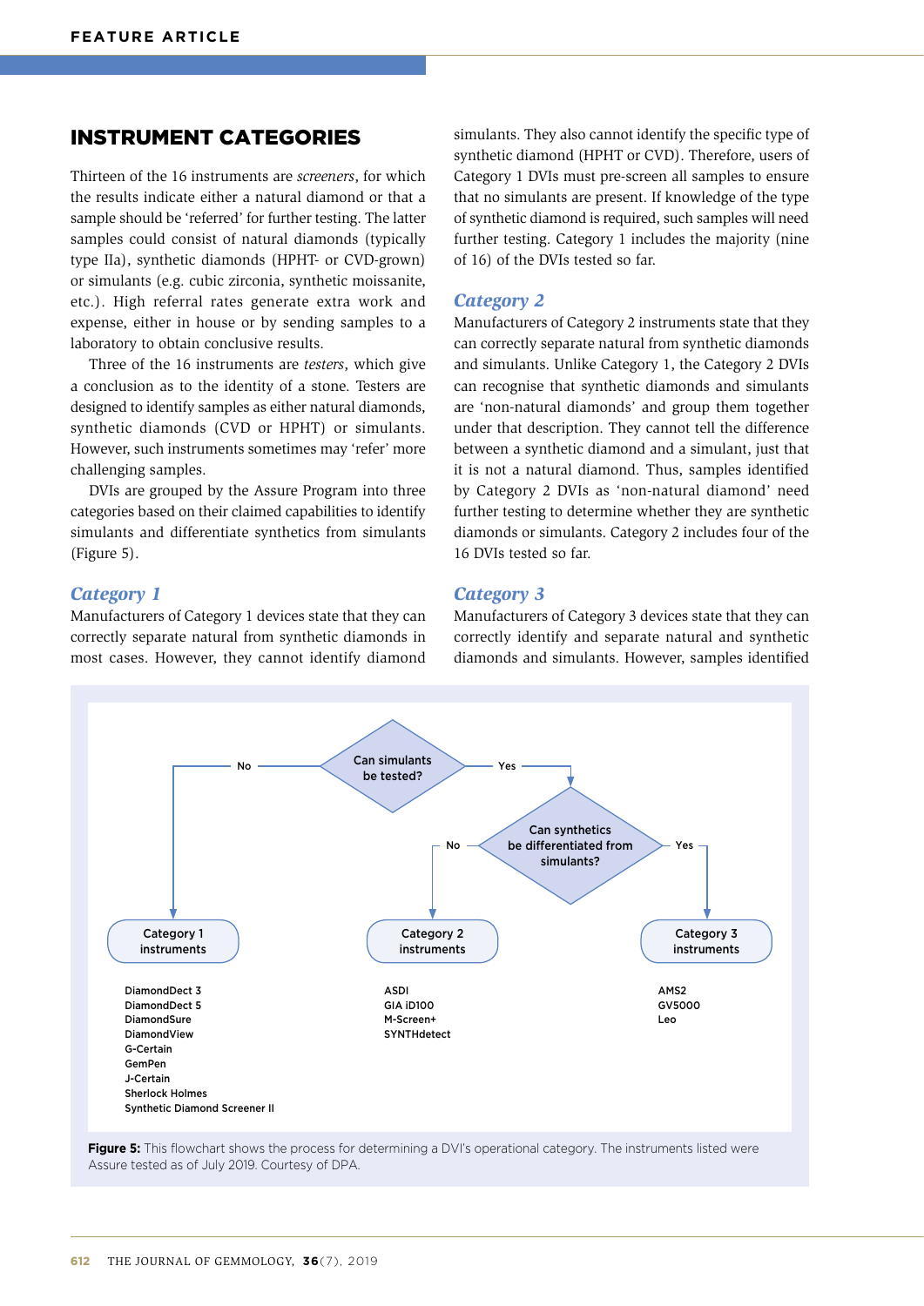## INSTRUMENT CATEGORIES

Thirteen of the 16 instruments are *screeners*, for which the results indicate either a natural diamond or that a sample should be 'referred' for further testing. The latter samples could consist of natural diamonds (typically type IIa), synthetic diamonds (HPHT- or CVD-grown) or simulants (e.g. cubic zirconia, synthetic moissanite, etc.). High referral rates generate extra work and expense, either in house or by sending samples to a laboratory to obtain conclusive results.

Three of the 16 instruments are *testers*, which give a conclusion as to the identity of a stone. Testers are designed to identify samples as either natural diamonds, synthetic diamonds (CVD or HPHT) or simulants. However, such instruments sometimes may 'refer' more challenging samples.

DVIs are grouped by the Assure Program into three categories based on their claimed capabilities to identify simulants and differentiate synthetics from simulants (Figure 5).

### *Category 1*

Manufacturers of Category 1 devices state that they can correctly separate natural from synthetic diamonds in most cases. However, they cannot identify diamond simulants. They also cannot identify the specific type of synthetic diamond (HPHT or CVD). Therefore, users of Category 1 DVIs must pre-screen all samples to ensure that no simulants are present. If knowledge of the type of synthetic diamond is required, such samples will need further testing. Category 1 includes the majority (nine of 16) of the DVIs tested so far.

### *Category 2*

Manufacturers of Category 2 instruments state that they can correctly separate natural from synthetic diamonds and simulants. Unlike Category 1, the Category 2 DVIs can recognise that synthetic diamonds and simulants are 'non-natural diamonds' and group them together under that description. They cannot tell the difference between a synthetic diamond and a simulant, just that it is not a natural diamond. Thus, samples identified by Category 2 DVIs as 'non-natural diamond' need further testing to determine whether they are synthetic diamonds or simulants. Category 2 includes four of the 16 DVIs tested so far.

### *Category 3*

Manufacturers of Category 3 devices state that they can correctly identify and separate natural and synthetic diamonds and simulants. However, samples identified

Can simulants be tested? — No → Category 1 instruments; Yes → Can synthetics be differentiated from simulants? — No → Category 2 instruments; Yes → Category 3 instruments

| Category 1 instruments | Category 2 instruments | Category 3 instruments |
|---|---|---|
| DiamondDect 3 | ASDI | AMS2 |
| DiamondDect 5 | GIA iD100 | GV5000 |
| DiamondSure | M-Screen+ | Leo |
| DiamondView | SYNTHdetect | |
| G-Certain | | |
| GemPen | | |
| J-Certain | | |
| Sherlock Holmes | | |
| Synthetic Diamond Screener II | | |

**Figure 5:** This flowchart shows the process for determining a DVI's operational category. The instruments listed were Assure tested as of July 2019. Courtesy of DPA.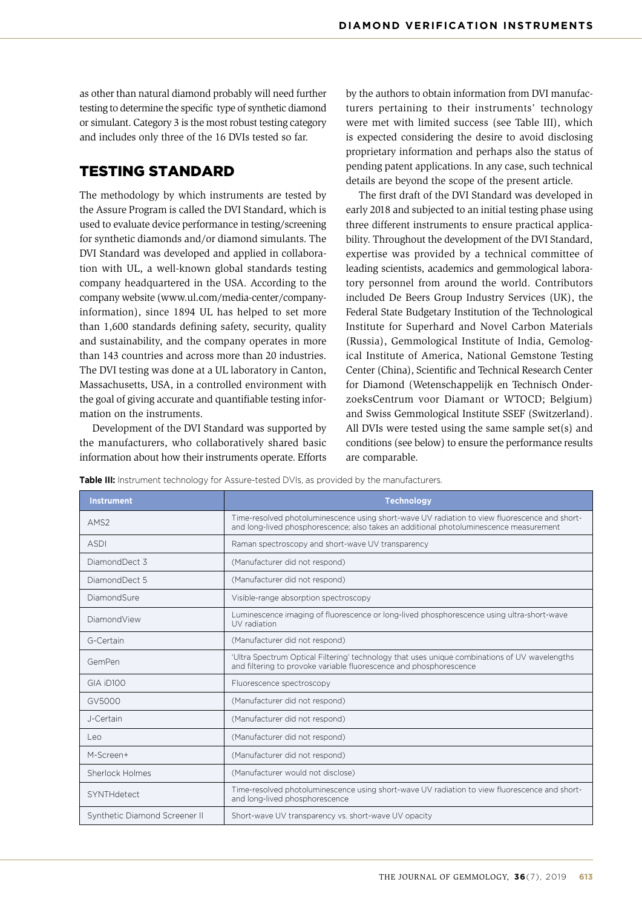as other than natural diamond probably will need further testing to determine the specific type of synthetic diamond or simulant. Category 3 is the most robust testing category and includes only three of the 16 DVIs tested so far.

## TESTING STANDARD

The methodology by which instruments are tested by the Assure Program is called the DVI Standard, which is used to evaluate device performance in testing/screening for synthetic diamonds and/or diamond simulants. The DVI Standard was developed and applied in collaboration with UL, a well-known global standards testing company headquartered in the USA. According to the company website (www.ul.com/media-center/company-information), since 1894 UL has helped to set more than 1,600 standards defining safety, security, quality and sustainability, and the company operates in more than 143 countries and across more than 20 industries. The DVI testing was done at a UL laboratory in Canton, Massachusetts, USA, in a controlled environment with the goal of giving accurate and quantifiable testing information on the instruments.

Development of the DVI Standard was supported by the manufacturers, who collaboratively shared basic information about how their instruments operate. Efforts by the authors to obtain information from DVI manufacturers pertaining to their instruments' technology were met with limited success (see Table III), which is expected considering the desire to avoid disclosing proprietary information and perhaps also the status of pending patent applications. In any case, such technical details are beyond the scope of the present article.

The first draft of the DVI Standard was developed in early 2018 and subjected to an initial testing phase using three different instruments to ensure practical applicability. Throughout the development of the DVI Standard, expertise was provided by a technical committee of leading scientists, academics and gemmological laboratory personnel from around the world. Contributors included De Beers Group Industry Services (UK), the Federal State Budgetary Institution of the Technological Institute for Superhard and Novel Carbon Materials (Russia), Gemmological Institute of India, Gemological Institute of America, National Gemstone Testing Center (China), Scientific and Technical Research Center for Diamond (Wetenschappelijk en Technisch OnderzoeksCentrum voor Diamant or WTOCD; Belgium) and Swiss Gemmological Institute SSEF (Switzerland). All DVIs were tested using the same sample set(s) and conditions (see below) to ensure the performance results are comparable.

**Table III:** Instrument technology for Assure-tested DVIs, as provided by the manufacturers.

| Instrument | Technology |
|---|---|
| AMS2 | Time-resolved photoluminescence using short-wave UV radiation to view fluorescence and short- and long-lived phosphorescence; also takes an additional photoluminescence measurement |
| ASDI | Raman spectroscopy and short-wave UV transparency |
| DiamondDect 3 | (Manufacturer did not respond) |
| DiamondDect 5 | (Manufacturer did not respond) |
| DiamondSure | Visible-range absorption spectroscopy |
| DiamondView | Luminescence imaging of fluorescence or long-lived phosphorescence using ultra-short-wave UV radiation |
| G-Certain | (Manufacturer did not respond) |
| GemPen | 'Ultra Spectrum Optical Filtering' technology that uses unique combinations of UV wavelengths and filtering to provoke variable fluorescence and phosphorescence |
| GIA iD100 | Fluorescence spectroscopy |
| GV5000 | (Manufacturer did not respond) |
| J-Certain | (Manufacturer did not respond) |
| Leo | (Manufacturer did not respond) |
| M-Screen+ | (Manufacturer did not respond) |
| Sherlock Holmes | (Manufacturer would not disclose) |
| SYNTHdetect | Time-resolved photoluminescence using short-wave UV radiation to view fluorescence and short- and long-lived phosphorescence |
| Synthetic Diamond Screener II | Short-wave UV transparency vs. short-wave UV opacity |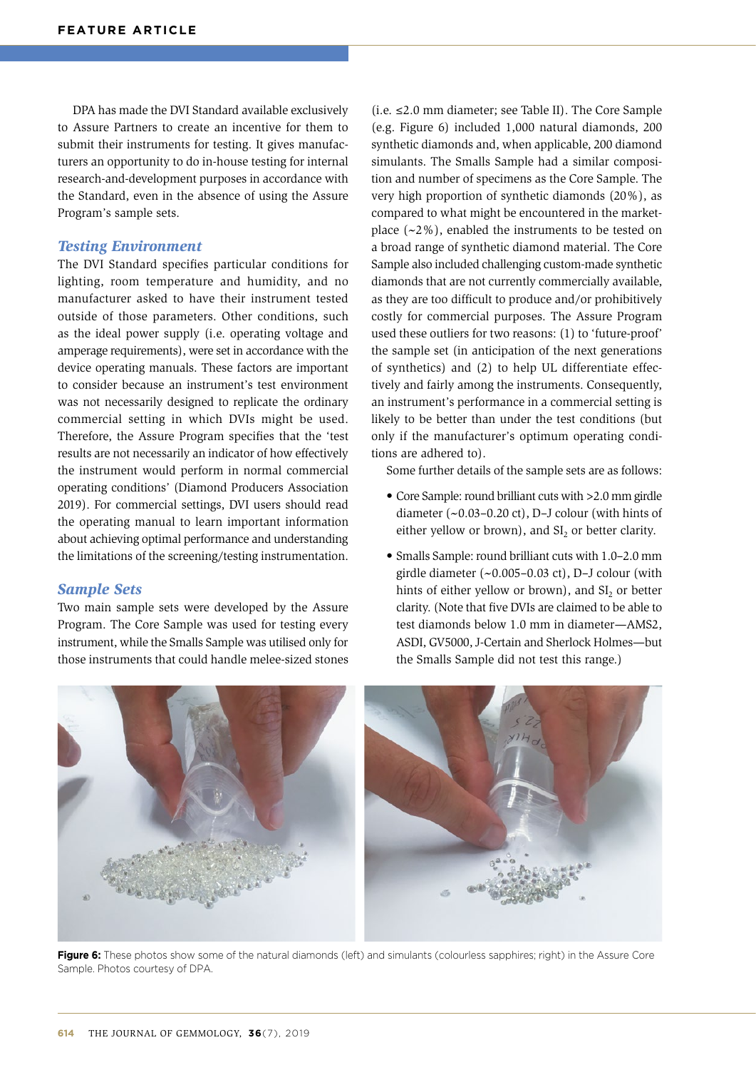DPA has made the DVI Standard available exclusively to Assure Partners to create an incentive for them to submit their instruments for testing. It gives manufacturers an opportunity to do in-house testing for internal research-and-development purposes in accordance with the Standard, even in the absence of using the Assure Program's sample sets.

### *Testing Environment*

The DVI Standard specifies particular conditions for lighting, room temperature and humidity, and no manufacturer asked to have their instrument tested outside of those parameters. Other conditions, such as the ideal power supply (i.e. operating voltage and amperage requirements), were set in accordance with the device operating manuals. These factors are important to consider because an instrument's test environment was not necessarily designed to replicate the ordinary commercial setting in which DVIs might be used. Therefore, the Assure Program specifies that the 'test results are not necessarily an indicator of how effectively the instrument would perform in normal commercial operating conditions' (Diamond Producers Association 2019). For commercial settings, DVI users should read the operating manual to learn important information about achieving optimal performance and understanding the limitations of the screening/testing instrumentation.

### *Sample Sets*

Two main sample sets were developed by the Assure Program. The Core Sample was used for testing every instrument, while the Smalls Sample was utilised only for those instruments that could handle melee-sized stones (i.e. ≤2.0 mm diameter; see Table II). The Core Sample (e.g. Figure 6) included 1,000 natural diamonds, 200 synthetic diamonds and, when applicable, 200 diamond simulants. The Smalls Sample had a similar composition and number of specimens as the Core Sample. The very high proportion of synthetic diamonds (20%), as compared to what might be encountered in the marketplace (~2%), enabled the instruments to be tested on a broad range of synthetic diamond material. The Core Sample also included challenging custom-made synthetic diamonds that are not currently commercially available, as they are too difficult to produce and/or prohibitively costly for commercial purposes. The Assure Program used these outliers for two reasons: (1) to 'future-proof' the sample set (in anticipation of the next generations of synthetics) and (2) to help UL differentiate effectively and fairly among the instruments. Consequently, an instrument's performance in a commercial setting is likely to be better than under the test conditions (but only if the manufacturer's optimum operating conditions are adhered to).

Some further details of the sample sets are as follows:

- Core Sample: round brilliant cuts with >2.0 mm girdle diameter (~0.03–0.20 ct), D–J colour (with hints of either yellow or brown), and $SI_2$ or better clarity.
- Smalls Sample: round brilliant cuts with 1.0–2.0 mm girdle diameter (~0.005–0.03 ct), D–J colour (with hints of either yellow or brown), and $SI_2$ or better clarity. (Note that five DVIs are claimed to be able to test diamonds below 1.0 mm in diameter—AMS2, ASDI, GV5000, J-Certain and Sherlock Holmes—but the Smalls Sample did not test this range.)

**Figure 6:** These photos show some of the natural diamonds (left) and simulants (colourless sapphires; right) in the Assure Core Sample. Photos courtesy of DPA.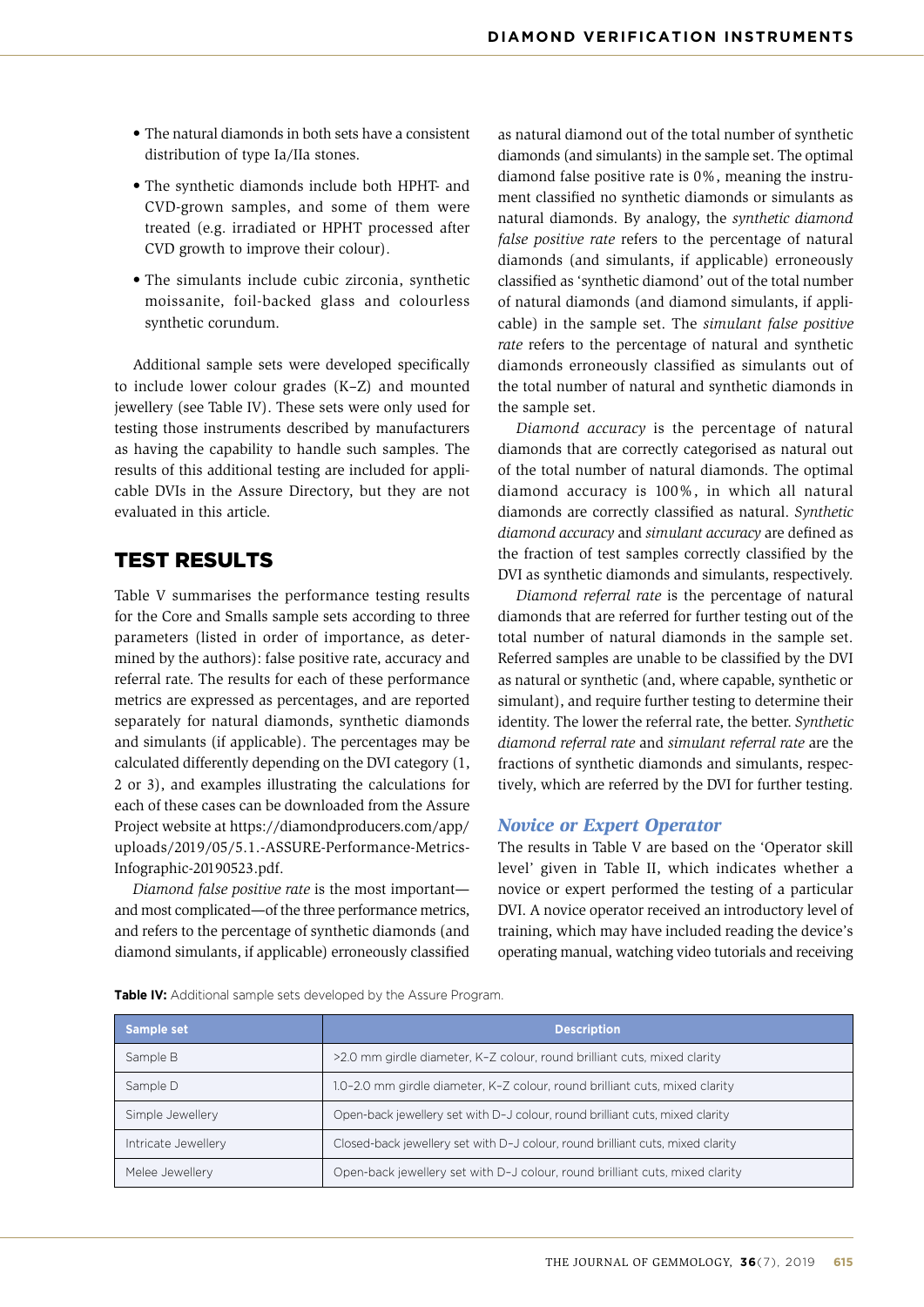- The natural diamonds in both sets have a consistent distribution of type Ia/IIa stones.
- The synthetic diamonds include both HPHT- and CVD-grown samples, and some of them were treated (e.g. irradiated or HPHT processed after CVD growth to improve their colour).
- The simulants include cubic zirconia, synthetic moissanite, foil-backed glass and colourless synthetic corundum.

Additional sample sets were developed specifically to include lower colour grades (K–Z) and mounted jewellery (see Table IV). These sets were only used for testing those instruments described by manufacturers as having the capability to handle such samples. The results of this additional testing are included for applicable DVIs in the Assure Directory, but they are not evaluated in this article.

## TEST RESULTS

Table V summarises the performance testing results for the Core and Smalls sample sets according to three parameters (listed in order of importance, as determined by the authors): false positive rate, accuracy and referral rate. The results for each of these performance metrics are expressed as percentages, and are reported separately for natural diamonds, synthetic diamonds and simulants (if applicable). The percentages may be calculated differently depending on the DVI category (1, 2 or 3), and examples illustrating the calculations for each of these cases can be downloaded from the Assure Project website at https://diamondproducers.com/app/uploads/2019/05/5.1.-ASSURE-Performance-Metrics-Infographic-20190523.pdf.

*Diamond false positive rate* is the most important—and most complicated—of the three performance metrics, and refers to the percentage of synthetic diamonds (and diamond simulants, if applicable) erroneously classified as natural diamond out of the total number of synthetic diamonds (and simulants) in the sample set. The optimal diamond false positive rate is 0%, meaning the instrument classified no synthetic diamonds or simulants as natural diamonds. By analogy, the *synthetic diamond false positive rate* refers to the percentage of natural diamonds (and simulants, if applicable) erroneously classified as 'synthetic diamond' out of the total number of natural diamonds (and diamond simulants, if applicable) in the sample set. The *simulant false positive rate* refers to the percentage of natural and synthetic diamonds erroneously classified as simulants out of the total number of natural and synthetic diamonds in the sample set.

*Diamond accuracy* is the percentage of natural diamonds that are correctly categorised as natural out of the total number of natural diamonds. The optimal diamond accuracy is 100%, in which all natural diamonds are correctly classified as natural. *Synthetic diamond accuracy* and *simulant accuracy* are defined as the fraction of test samples correctly classified by the DVI as synthetic diamonds and simulants, respectively.

*Diamond referral rate* is the percentage of natural diamonds that are referred for further testing out of the total number of natural diamonds in the sample set. Referred samples are unable to be classified by the DVI as natural or synthetic (and, where capable, synthetic or simulant), and require further testing to determine their identity. The lower the referral rate, the better. *Synthetic diamond referral rate* and *simulant referral rate* are the fractions of synthetic diamonds and simulants, respectively, which are referred by the DVI for further testing.

### *Novice or Expert Operator*

The results in Table V are based on the 'Operator skill level' given in Table II, which indicates whether a novice or expert performed the testing of a particular DVI. A novice operator received an introductory level of training, which may have included reading the device's operating manual, watching video tutorials and receiving

**Table IV:** Additional sample sets developed by the Assure Program.

| Sample set | Description |
|---|---|
| Sample B | >2.0 mm girdle diameter, K–Z colour, round brilliant cuts, mixed clarity |
| Sample D | 1.0–2.0 mm girdle diameter, K–Z colour, round brilliant cuts, mixed clarity |
| Simple Jewellery | Open-back jewellery set with D–J colour, round brilliant cuts, mixed clarity |
| Intricate Jewellery | Closed-back jewellery set with D–J colour, round brilliant cuts, mixed clarity |
| Melee Jewellery | Open-back jewellery set with D–J colour, round brilliant cuts, mixed clarity |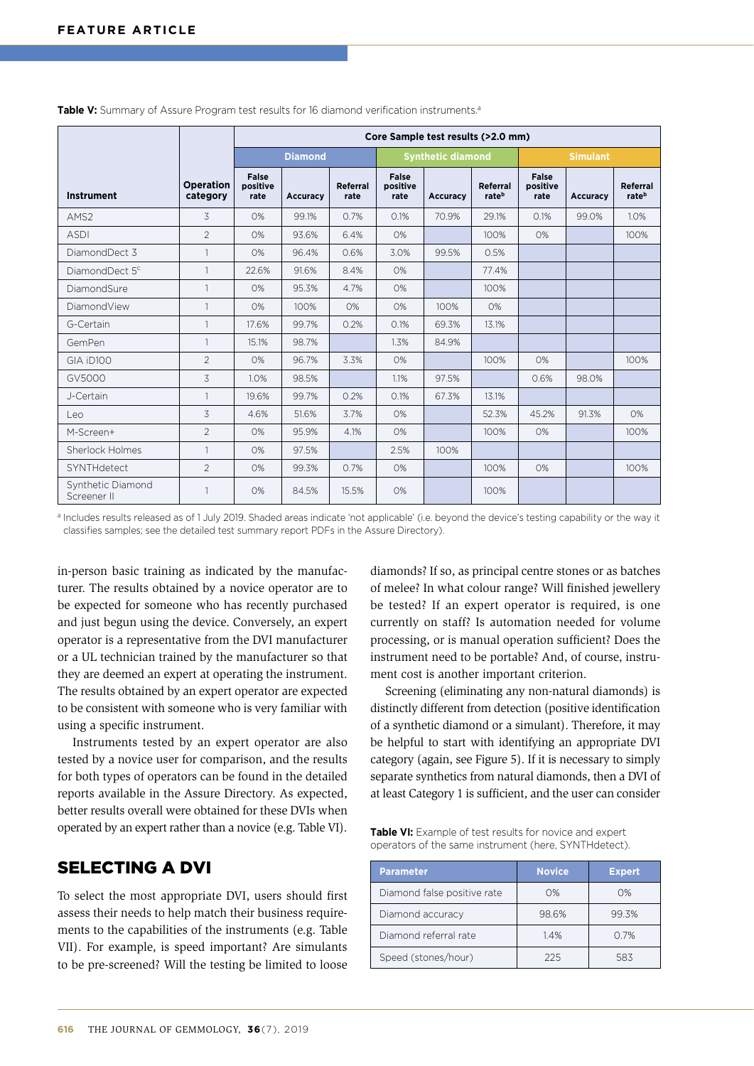**Table V:** Summary of Assure Program test results for 16 diamond verification instruments.[a]

| Instrument | Operation category | Core Sample test results (>2.0 mm) | | | | | | | | |
|---|---|---|---|---|---|---|---|---|---|---|
| | | Diamond | | | Synthetic diamond | | | Simulant | | |
| | | False positive rate | Accuracy | Referral rate | False positive rate | Accuracy | Referral rate[b] | False positive rate | Accuracy | Referral rate[b] |
| AMS2 | 3 | 0% | 99.1% | 0.7% | 0.1% | 70.9% | 29.1% | 0.1% | 99.0% | 1.0% |
| ASDI | 2 | 0% | 93.6% | 6.4% | 0% | | 100% | 0% | | 100% |
| DiamondDect 3 | 1 | 0% | 96.4% | 0.6% | 3.0% | 99.5% | 0.5% | | | |
| DiamondDect 5[c] | 1 | 22.6% | 91.6% | 8.4% | 0% | | 77.4% | | | |
| DiamondSure | 1 | 0% | 95.3% | 4.7% | 0% | | 100% | | | |
| DiamondView | 1 | 0% | 100% | 0% | 0% | 100% | 0% | | | |
| G-Certain | 1 | 17.6% | 99.7% | 0.2% | 0.1% | 69.3% | 13.1% | | | |
| GemPen | 1 | 15.1% | 98.7% | | 1.3% | 84.9% | | | | |
| GIA iD100 | 2 | 0% | 96.7% | 3.3% | 0% | | 100% | 0% | | 100% |
| GV5000 | 3 | 1.0% | 98.5% | | 1.1% | 97.5% | | 0.6% | 98.0% | |
| J-Certain | 1 | 19.6% | 99.7% | 0.2% | 0.1% | 67.3% | 13.1% | | | |
| Leo | 3 | 4.6% | 51.6% | 3.7% | 0% | | 52.3% | 45.2% | 91.3% | 0% |
| M-Screen+ | 2 | 0% | 95.9% | 4.1% | 0% | | 100% | 0% | | 100% |
| Sherlock Holmes | 1 | 0% | 97.5% | | 2.5% | 100% | | | | |
| SYNTHdetect | 2 | 0% | 99.3% | 0.7% | 0% | | 100% | 0% | | 100% |
| Synthetic Diamond Screener II | 1 | 0% | 84.5% | 15.5% | 0% | | 100% | | | |

[a] Includes results released as of 1 July 2019. Shaded areas indicate 'not applicable' (i.e. beyond the device's testing capability or the way it classifies samples; see the detailed test summary report PDFs in the Assure Directory).

in-person basic training as indicated by the manufacturer. The results obtained by a novice operator are to be expected for someone who has recently purchased and just begun using the device. Conversely, an expert operator is a representative from the DVI manufacturer or a UL technician trained by the manufacturer so that they are deemed an expert at operating the instrument. The results obtained by an expert operator are expected to be consistent with someone who is very familiar with using a specific instrument.

Instruments tested by an expert operator are also tested by a novice user for comparison, and the results for both types of operators can be found in the detailed reports available in the Assure Directory. As expected, better results overall were obtained for these DVIs when operated by an expert rather than a novice (e.g. Table VI).

## SELECTING A DVI

To select the most appropriate DVI, users should first assess their needs to help match their business requirements to the capabilities of the instruments (e.g. Table VII). For example, is speed important? Are simulants to be pre-screened? Will the testing be limited to loose diamonds? If so, as principal centre stones or as batches of melee? In what colour range? Will finished jewellery be tested? If an expert operator is required, is one currently on staff? Is automation needed for volume processing, or is manual operation sufficient? Does the instrument need to be portable? And, of course, instrument cost is another important criterion.

Screening (eliminating any non-natural diamonds) is distinctly different from detection (positive identification of a synthetic diamond or a simulant). Therefore, it may be helpful to start with identifying an appropriate DVI category (again, see Figure 5). If it is necessary to simply separate synthetics from natural diamonds, then a DVI of at least Category 1 is sufficient, and the user can consider

**Table VI:** Example of test results for novice and expert operators of the same instrument (here, SYNTHdetect).

| Parameter | Novice | Expert |
|---|---|---|
| Diamond false positive rate | 0% | 0% |
| Diamond accuracy | 98.6% | 99.3% |
| Diamond referral rate | 1.4% | 0.7% |
| Speed (stones/hour) | 225 | 583 |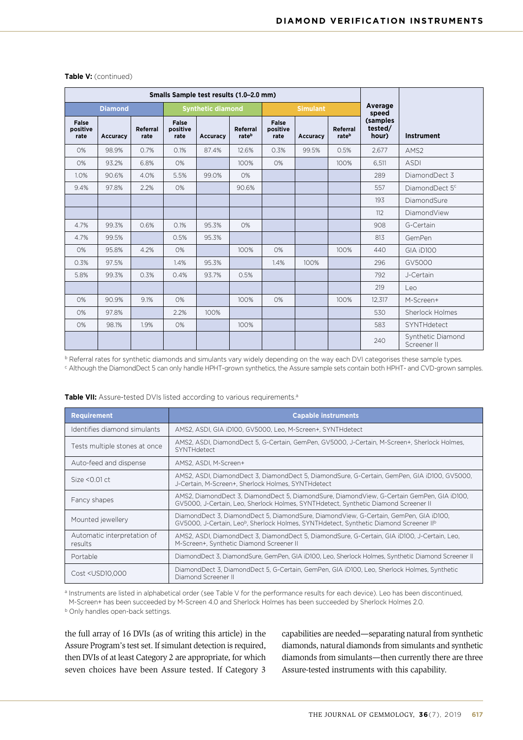**Table V:** (continued)

| Smalls Sample test results (1.0–2.0 mm) | | | | | | | | | Average speed (samples tested/hour) | Instrument |
|---|---|---|---|---|---|---|---|---|---|---|
| Diamond | | | Synthetic diamond | | | Simulant | | | | |
| False positive rate | Accuracy | Referral rate | False positive rate | Accuracy | Referral rate[b] | False positive rate | Accuracy | Referral rate[b] | | |
| 0% | 98.9% | 0.7% | 0.1% | 87.4% | 12.6% | 0.3% | 99.5% | 0.5% | 2,677 | AMS2 |
| 0% | 93.2% | 6.8% | 0% | | 100% | 0% | | 100% | 6,511 | ASDI |
| 1.0% | 90.6% | 4.0% | 5.5% | 99.0% | 0% | | | | 289 | DiamondDect 3 |
| 9.4% | 97.8% | 2.2% | 0% | | 90.6% | | | | 557 | DiamondDect 5[c] |
| | | | | | | | | | 193 | DiamondSure |
| | | | | | | | | | 112 | DiamondView |
| 4.7% | 99.3% | 0.6% | 0.1% | 95.3% | 0% | | | | 908 | G-Certain |
| 4.7% | 99.5% | | 0.5% | 95.3% | | | | | 813 | GemPen |
| 0% | 95.8% | 4.2% | 0% | | 100% | 0% | | 100% | 440 | GIA iD100 |
| 0.3% | 97.5% | | 1.4% | 95.3% | | 1.4% | 100% | | 296 | GV5000 |
| 5.8% | 99.3% | 0.3% | 0.4% | 93.7% | 0.5% | | | | 792 | J-Certain |
| | | | | | | | | | 219 | Leo |
| 0% | 90.9% | 9.1% | 0% | | 100% | 0% | | 100% | 12,317 | M-Screen+ |
| 0% | 97.8% | | 2.2% | 100% | | | | | 530 | Sherlock Holmes |
| 0% | 98.1% | 1.9% | 0% | | 100% | | | | 583 | SYNTHdetect |
| | | | | | | | | | 240 | Synthetic Diamond Screener II |

[b] Referral rates for synthetic diamonds and simulants vary widely depending on the way each DVI categorises these sample types.
[c] Although the DiamondDect 5 can only handle HPHT-grown synthetics, the Assure sample sets contain both HPHT- and CVD-grown samples.

**Table VII:** Assure-tested DVIs listed according to various requirements.[a]

| Requirement | Capable instruments |
|---|---|
| Identifies diamond simulants | AMS2, ASDI, GIA iD100, GV5000, Leo, M-Screen+, SYNTHdetect |
| Tests multiple stones at once | AMS2, ASDI, DiamondDect 5, G-Certain, GemPen, GV5000, J-Certain, M-Screen+, Sherlock Holmes, SYNTHdetect |
| Auto-feed and dispense | AMS2, ASDI, M-Screen+ |
| Size <0.01 ct | AMS2, ASDI, DiamondDect 3, DiamondDect 5, DiamondSure, G-Certain, GemPen, GIA iD100, GV5000, J-Certain, M-Screen+, Sherlock Holmes, SYNTHdetect |
| Fancy shapes | AMS2, DiamondDect 3, DiamondDect 5, DiamondSure, DiamondView, G-Certain GemPen, GIA iD100, GV5000, J-Certain, Leo, Sherlock Holmes, SYNTHdetect, Synthetic Diamond Screener II |
| Mounted jewellery | DiamondDect 3, DiamondDect 5, DiamondSure, DiamondView, G-Certain, GemPen, GIA iD100, GV5000, J-Certain, Leo[b], Sherlock Holmes, SYNTHdetect, Synthetic Diamond Screener II[b] |
| Automatic interpretation of results | AMS2, ASDI, DiamondDect 3, DiamondDect 5, DiamondSure, G-Certain, GIA iD100, J-Certain, Leo, M-Screen+, Synthetic Diamond Screener II |
| Portable | DiamondDect 3, DiamondSure, GemPen, GIA iD100, Leo, Sherlock Holmes, Synthetic Diamond Screener II |
| Cost <USD10,000 | DiamondDect 3, DiamondDect 5, G-Certain, GemPen, GIA iD100, Leo, Sherlock Holmes, Synthetic Diamond Screener II |

[a] Instruments are listed in alphabetical order (see Table V for the performance results for each device). Leo has been discontinued, M-Screen+ has been succeeded by M-Screen 4.0 and Sherlock Holmes has been succeeded by Sherlock Holmes 2.0.
[b] Only handles open-back settings.

the full array of 16 DVIs (as of writing this article) in the Assure Program's test set. If simulant detection is required, then DVIs of at least Category 2 are appropriate, for which seven choices have been Assure tested. If Category 3 capabilities are needed—separating natural from synthetic diamonds, natural diamonds from simulants and synthetic diamonds from simulants—then currently there are three Assure-tested instruments with this capability.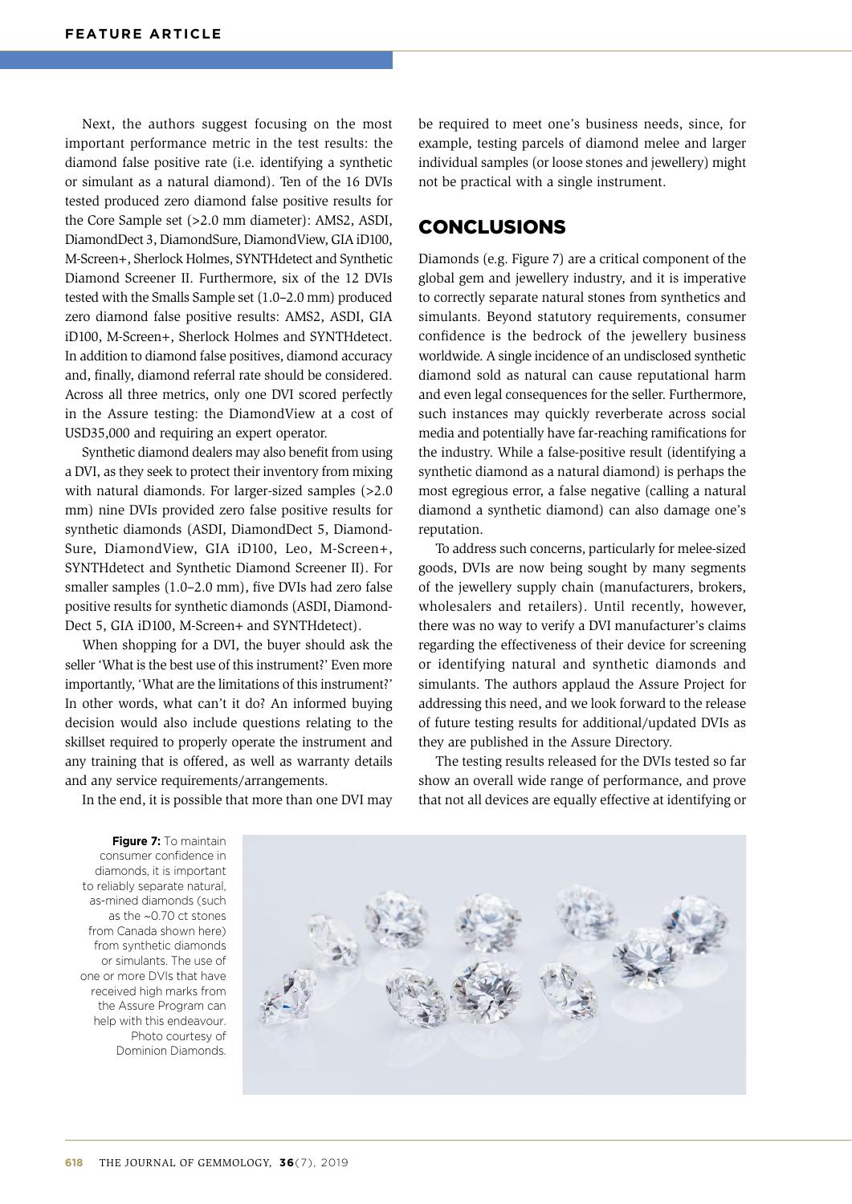Next, the authors suggest focusing on the most important performance metric in the test results: the diamond false positive rate (i.e. identifying a synthetic or simulant as a natural diamond). Ten of the 16 DVIs tested produced zero diamond false positive results for the Core Sample set (>2.0 mm diameter): AMS2, ASDI, DiamondDect 3, DiamondSure, DiamondView, GIA iD100, M-Screen+, Sherlock Holmes, SYNTHdetect and Synthetic Diamond Screener II. Furthermore, six of the 12 DVIs tested with the Smalls Sample set (1.0–2.0 mm) produced zero diamond false positive results: AMS2, ASDI, GIA iD100, M-Screen+, Sherlock Holmes and SYNTHdetect. In addition to diamond false positives, diamond accuracy and, finally, diamond referral rate should be considered. Across all three metrics, only one DVI scored perfectly in the Assure testing: the DiamondView at a cost of USD35,000 and requiring an expert operator.

Synthetic diamond dealers may also benefit from using a DVI, as they seek to protect their inventory from mixing with natural diamonds. For larger-sized samples (>2.0 mm) nine DVIs provided zero false positive results for synthetic diamonds (ASDI, DiamondDect 5, DiamondSure, DiamondView, GIA iD100, Leo, M-Screen+, SYNTHdetect and Synthetic Diamond Screener II). For smaller samples (1.0–2.0 mm), five DVIs had zero false positive results for synthetic diamonds (ASDI, DiamondDect 5, GIA iD100, M-Screen+ and SYNTHdetect).

When shopping for a DVI, the buyer should ask the seller 'What is the best use of this instrument?' Even more importantly, 'What are the limitations of this instrument?' In other words, what can't it do? An informed buying decision would also include questions relating to the skillset required to properly operate the instrument and any training that is offered, as well as warranty details and any service requirements/arrangements.

In the end, it is possible that more than one DVI may be required to meet one's business needs, since, for example, testing parcels of diamond melee and larger individual samples (or loose stones and jewellery) might not be practical with a single instrument.

## CONCLUSIONS

Diamonds (e.g. Figure 7) are a critical component of the global gem and jewellery industry, and it is imperative to correctly separate natural stones from synthetics and simulants. Beyond statutory requirements, consumer confidence is the bedrock of the jewellery business worldwide. A single incidence of an undisclosed synthetic diamond sold as natural can cause reputational harm and even legal consequences for the seller. Furthermore, such instances may quickly reverberate across social media and potentially have far-reaching ramifications for the industry. While a false-positive result (identifying a synthetic diamond as a natural diamond) is perhaps the most egregious error, a false negative (calling a natural diamond a synthetic diamond) can also damage one's reputation.

To address such concerns, particularly for melee-sized goods, DVIs are now being sought by many segments of the jewellery supply chain (manufacturers, brokers, wholesalers and retailers). Until recently, however, there was no way to verify a DVI manufacturer's claims regarding the effectiveness of their device for screening or identifying natural and synthetic diamonds and simulants. The authors applaud the Assure Project for addressing this need, and we look forward to the release of future testing results for additional/updated DVIs as they are published in the Assure Directory.

The testing results released for the DVIs tested so far show an overall wide range of performance, and prove that not all devices are equally effective at identifying or

**Figure 7:** To maintain consumer confidence in diamonds, it is important to reliably separate natural, as-mined diamonds (such as the ~0.70 ct stones from Canada shown here) from synthetic diamonds or simulants. The use of one or more DVIs that have received high marks from the Assure Program can help with this endeavour. Photo courtesy of Dominion Diamonds.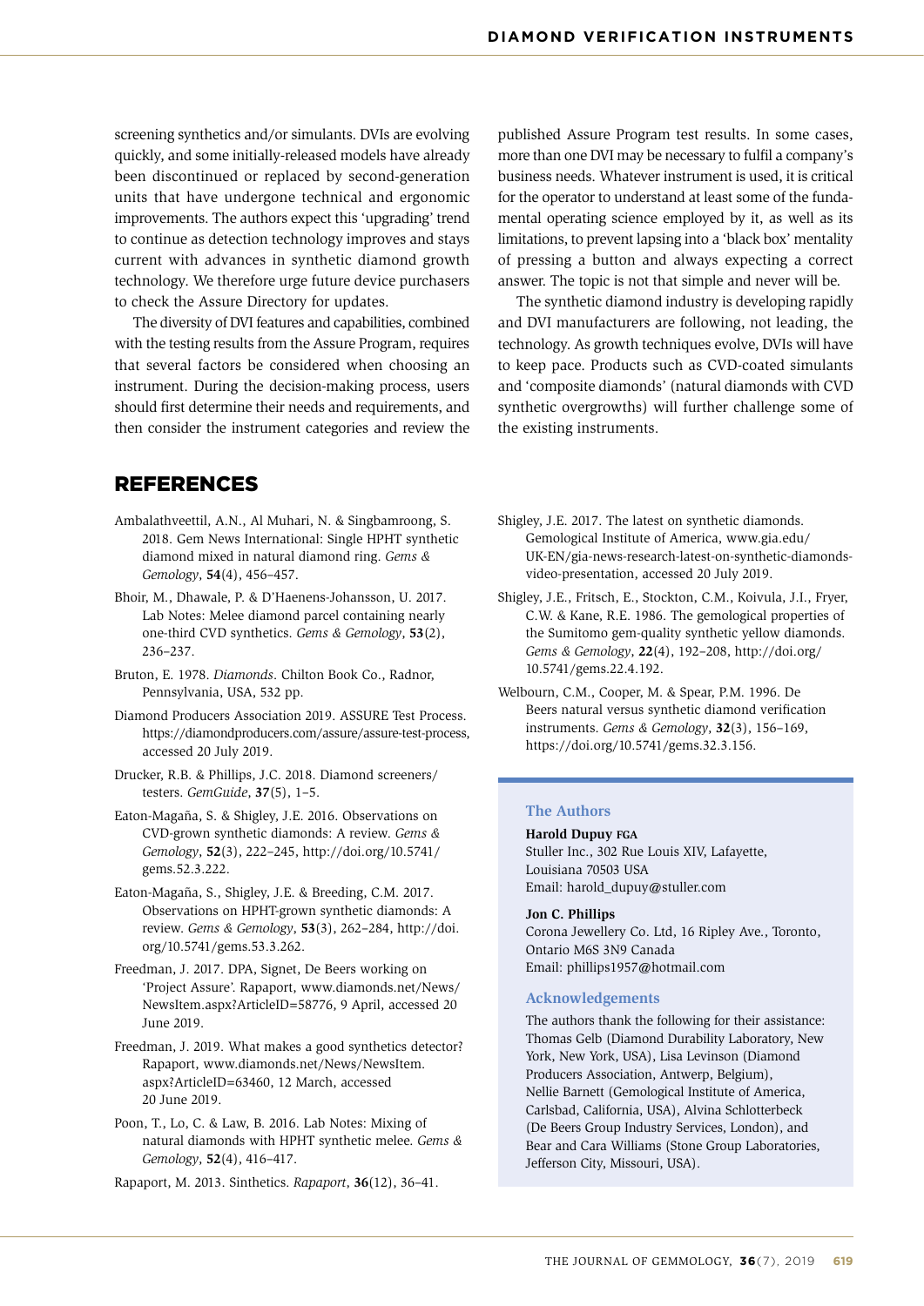screening synthetics and/or simulants. DVIs are evolving quickly, and some initially-released models have already been discontinued or replaced by second-generation units that have undergone technical and ergonomic improvements. The authors expect this 'upgrading' trend to continue as detection technology improves and stays current with advances in synthetic diamond growth technology. We therefore urge future device purchasers to check the Assure Directory for updates.

The diversity of DVI features and capabilities, combined with the testing results from the Assure Program, requires that several factors be considered when choosing an instrument. During the decision-making process, users should first determine their needs and requirements, and then consider the instrument categories and review the published Assure Program test results. In some cases, more than one DVI may be necessary to fulfil a company's business needs. Whatever instrument is used, it is critical for the operator to understand at least some of the fundamental operating science employed by it, as well as its limitations, to prevent lapsing into a 'black box' mentality of pressing a button and always expecting a correct answer. The topic is not that simple and never will be.

The synthetic diamond industry is developing rapidly and DVI manufacturers are following, not leading, the technology. As growth techniques evolve, DVIs will have to keep pace. Products such as CVD-coated simulants and 'composite diamonds' (natural diamonds with CVD synthetic overgrowths) will further challenge some of the existing instruments.

## REFERENCES

Ambalathveettil, A.N., Al Muhari, N. & Singbamroong, S. 2018. Gem News International: Single HPHT synthetic diamond mixed in natural diamond ring. *Gems & Gemology*, **54**(4), 456–457.

Bhoir, M., Dhawale, P. & D'Haenens-Johansson, U. 2017. Lab Notes: Melee diamond parcel containing nearly one-third CVD synthetics. *Gems & Gemology*, **53**(2), 236–237.

Bruton, E. 1978. *Diamonds*. Chilton Book Co., Radnor, Pennsylvania, USA, 532 pp.

Diamond Producers Association 2019. ASSURE Test Process. https://diamondproducers.com/assure/assure-test-process, accessed 20 July 2019.

Drucker, R.B. & Phillips, J.C. 2018. Diamond screeners/testers. *GemGuide*, **37**(5), 1–5.

Eaton-Magaña, S. & Shigley, J.E. 2016. Observations on CVD-grown synthetic diamonds: A review. *Gems & Gemology*, **52**(3), 222–245, http://doi.org/10.5741/gems.52.3.222.

Eaton-Magaña, S., Shigley, J.E. & Breeding, C.M. 2017. Observations on HPHT-grown synthetic diamonds: A review. *Gems & Gemology*, **53**(3), 262–284, http://doi.org/10.5741/gems.53.3.262.

Freedman, J. 2017. DPA, Signet, De Beers working on 'Project Assure'. Rapaport, www.diamonds.net/News/NewsItem.aspx?ArticleID=58776, 9 April, accessed 20 June 2019.

Freedman, J. 2019. What makes a good synthetics detector? Rapaport, www.diamonds.net/News/NewsItem.aspx?ArticleID=63460, 12 March, accessed 20 June 2019.

Poon, T., Lo, C. & Law, B. 2016. Lab Notes: Mixing of natural diamonds with HPHT synthetic melee. *Gems & Gemology*, **52**(4), 416–417.

Rapaport, M. 2013. Sinthetics. *Rapaport*, **36**(12), 36–41.

Shigley, J.E. 2017. The latest on synthetic diamonds. Gemological Institute of America, www.gia.edu/UK-EN/gia-news-research-latest-on-synthetic-diamonds-video-presentation, accessed 20 July 2019.

Shigley, J.E., Fritsch, E., Stockton, C.M., Koivula, J.I., Fryer, C.W. & Kane, R.E. 1986. The gemological properties of the Sumitomo gem-quality synthetic yellow diamonds. *Gems & Gemology*, **22**(4), 192–208, http://doi.org/10.5741/gems.22.4.192.

Welbourn, C.M., Cooper, M. & Spear, P.M. 1996. De Beers natural versus synthetic diamond verification instruments. *Gems & Gemology*, **32**(3), 156–169, https://doi.org/10.5741/gems.32.3.156.

### The Authors

**Harold Dupuy FGA**
Stuller Inc., 302 Rue Louis XIV, Lafayette, Louisiana 70503 USA
Email: harold_dupuy@stuller.com

**Jon C. Phillips**
Corona Jewellery Co. Ltd, 16 Ripley Ave., Toronto, Ontario M6S 3N9 Canada
Email: phillips1957@hotmail.com

### Acknowledgements

The authors thank the following for their assistance: Thomas Gelb (Diamond Durability Laboratory, New York, New York, USA), Lisa Levinson (Diamond Producers Association, Antwerp, Belgium), Nellie Barnett (Gemological Institute of America, Carlsbad, California, USA), Alvina Schlotterbeck (De Beers Group Industry Services, London), and Bear and Cara Williams (Stone Group Laboratories, Jefferson City, Missouri, USA).